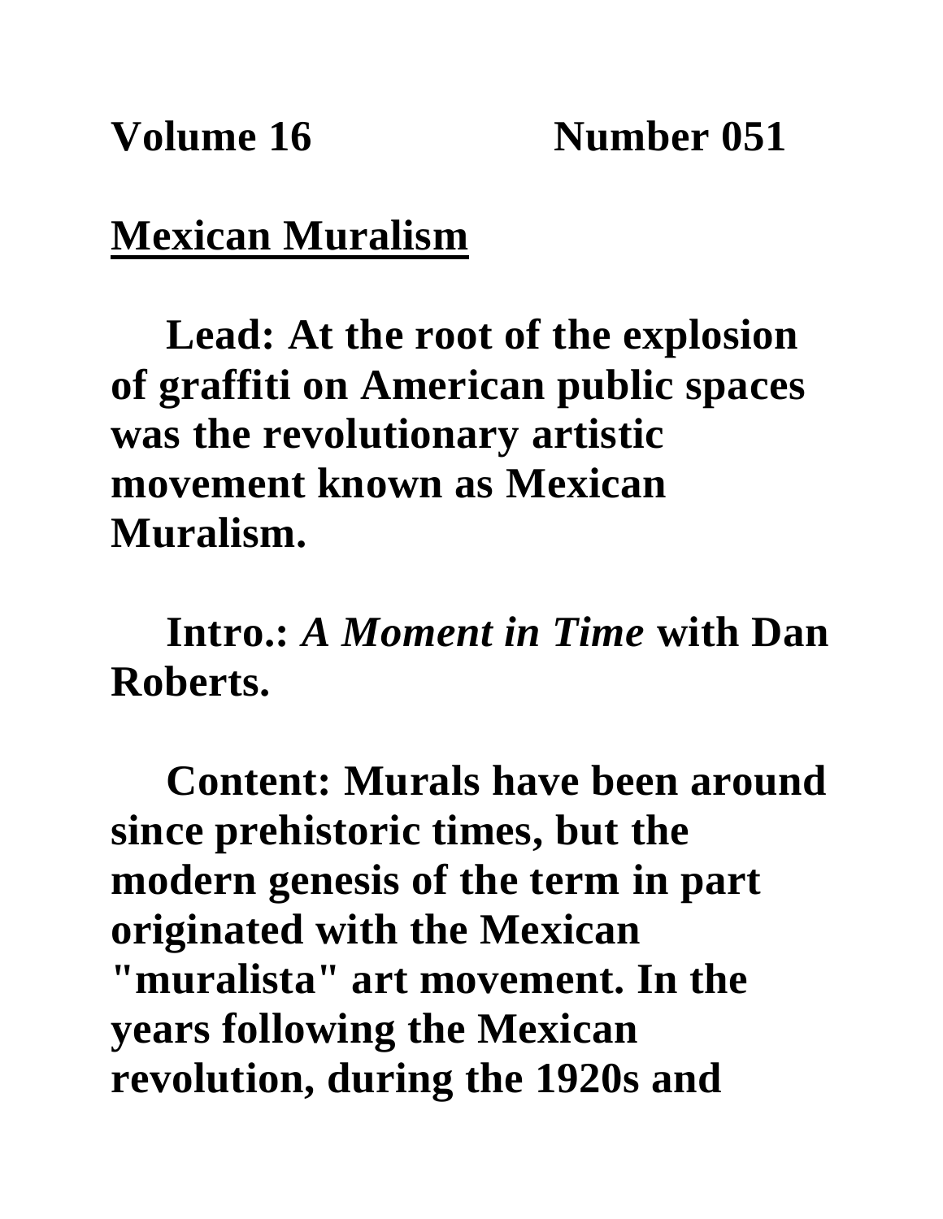**Volume 16 Number 051**

# Mexican Muralism

**Lead: At the root of the explosion of graffiti on American public spaces was the revolutionary artistic movement known as Mexican Muralism.**

**Intro.:** ***A Moment in Time*** **with Dan Roberts.**

**Content: Murals have been around since prehistoric times, but the modern genesis of the term in part originated with the Mexican "muralista" art movement. In the years following the Mexican revolution, during the 1920s and**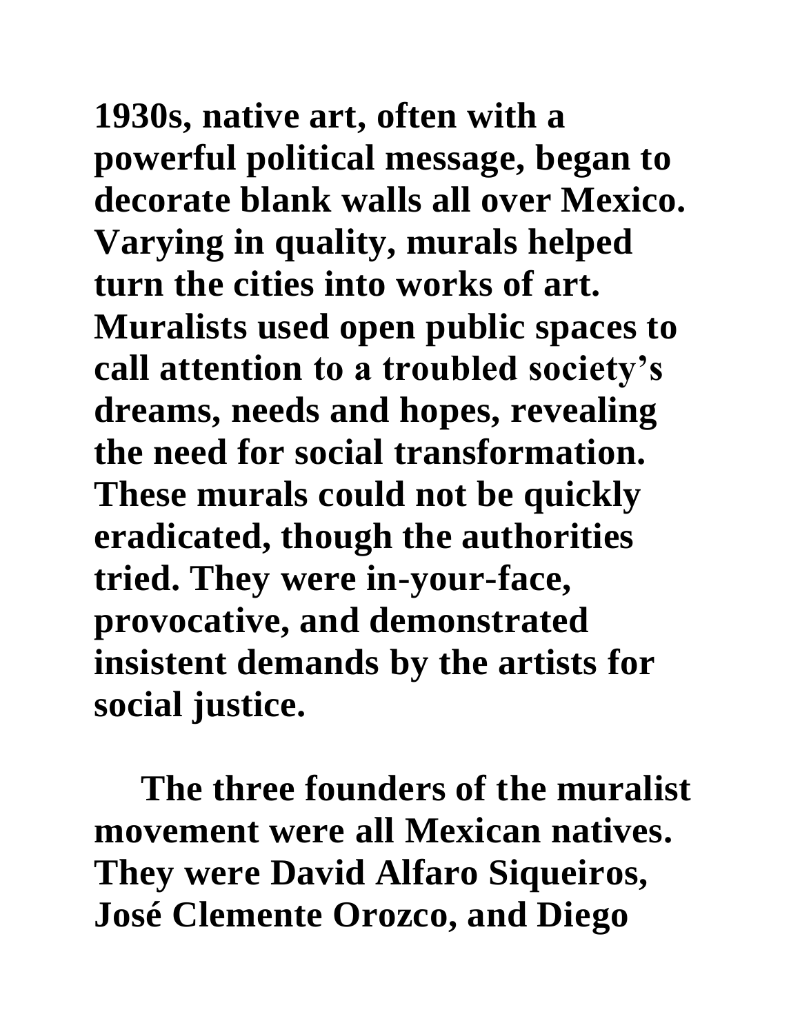1930s, native art, often with a powerful political message, began to decorate blank walls all over Mexico. Varying in quality, murals helped turn the cities into works of art. Muralists used open public spaces to call attention to a troubled society's dreams, needs and hopes, revealing the need for social transformation. These murals could not be quickly eradicated, though the authorities tried. They were in-your-face, provocative, and demonstrated insistent demands by the artists for social justice.

The three founders of the muralist movement were all Mexican natives. They were David Alfaro Siqueiros, José Clemente Orozco, and Diego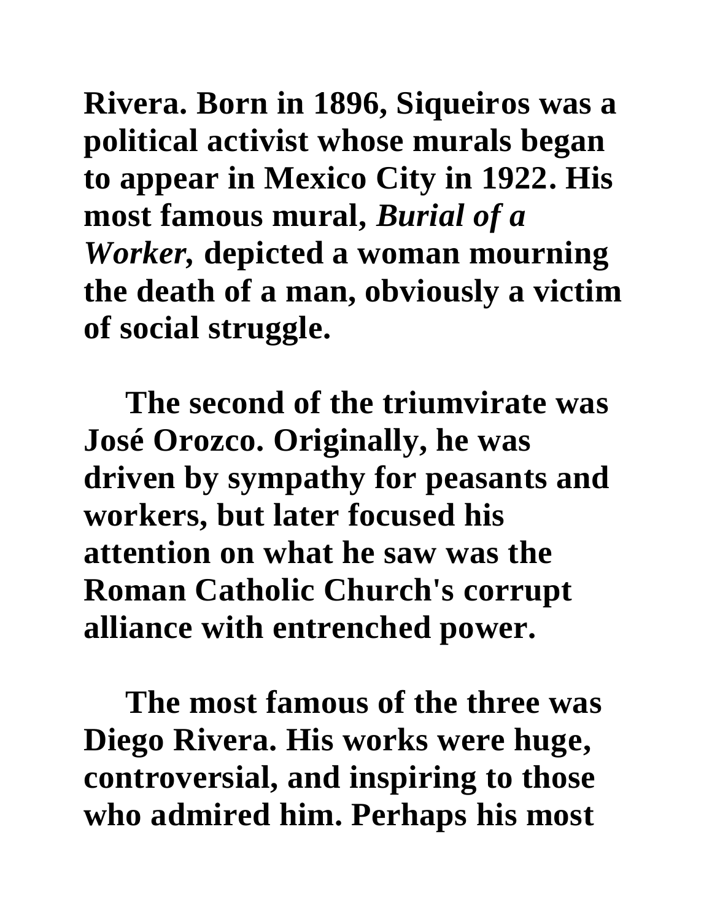Rivera. Born in 1896, Siqueiros was a political activist whose murals began to appear in Mexico City in 1922. His most famous mural, *Burial of a Worker,* depicted a woman mourning the death of a man, obviously a victim of social struggle.

The second of the triumvirate was José Orozco. Originally, he was driven by sympathy for peasants and workers, but later focused his attention on what he saw was the Roman Catholic Church's corrupt alliance with entrenched power.

The most famous of the three was Diego Rivera. His works were huge, controversial, and inspiring to those who admired him. Perhaps his most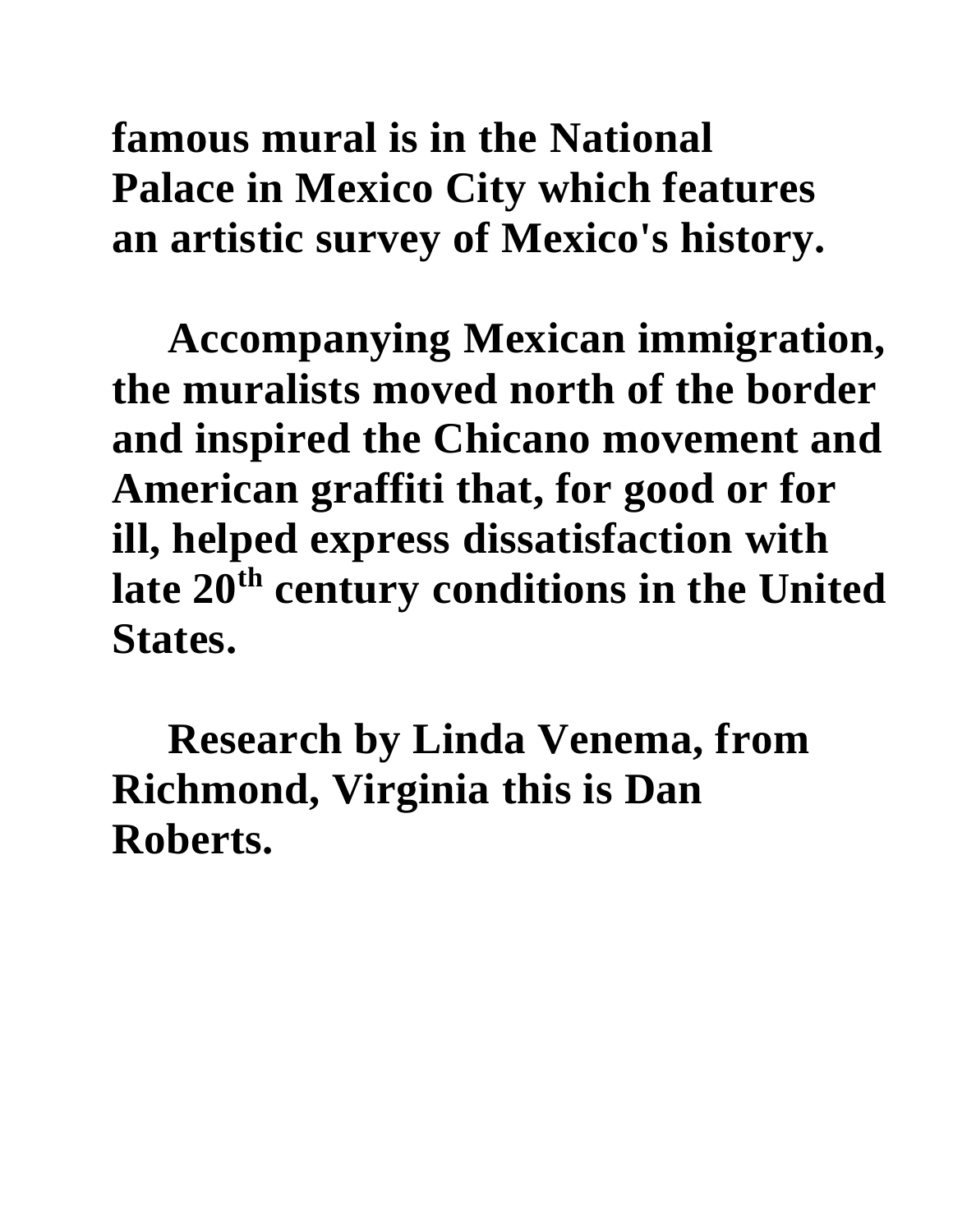**famous mural is in the National Palace in Mexico City which features an artistic survey of Mexico's history.**

**Accompanying Mexican immigration, the muralists moved north of the border and inspired the Chicano movement and American graffiti that, for good or for ill, helped express dissatisfaction with late 20th century conditions in the United States.**

**Research by Linda Venema, from Richmond, Virginia this is Dan Roberts.**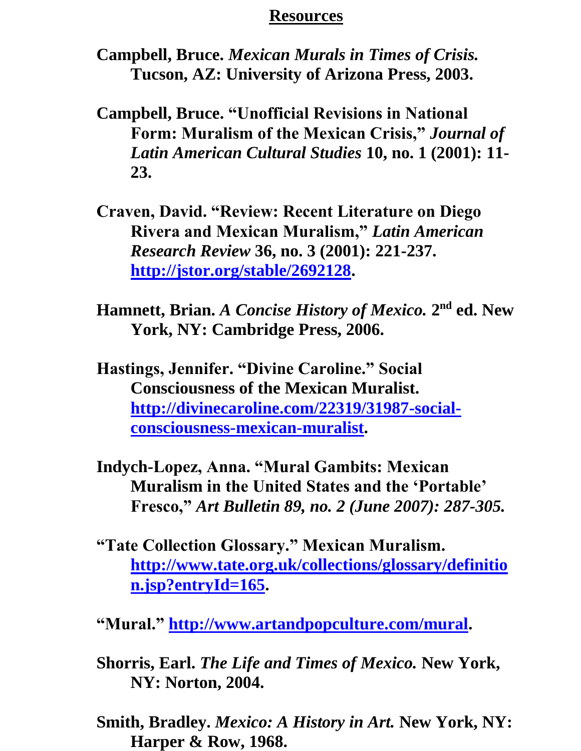## Resources

Campbell, Bruce. *Mexican Murals in Times of Crisis.* Tucson, AZ: University of Arizona Press, 2003.

Campbell, Bruce. "Unofficial Revisions in National Form: Muralism of the Mexican Crisis," *Journal of Latin American Cultural Studies* 10, no. 1 (2001): 11-23.

Craven, David. "Review: Recent Literature on Diego Rivera and Mexican Muralism," *Latin American Research Review* 36, no. 3 (2001): 221-237. [http://jstor.org/stable/2692128](http://jstor.org/stable/2692128).

Hamnett, Brian. *A Concise History of Mexico.* 2nd ed. New York, NY: Cambridge Press, 2006.

Hastings, Jennifer. "Divine Caroline." Social Consciousness of the Mexican Muralist. [http://divinecaroline.com/22319/31987-social-consciousness-mexican-muralist](http://divinecaroline.com/22319/31987-social-consciousness-mexican-muralist).

Indych-Lopez, Anna. "Mural Gambits: Mexican Muralism in the United States and the 'Portable' Fresco," *Art Bulletin 89, no. 2 (June 2007): 287-305.*

"Tate Collection Glossary." Mexican Muralism. [http://www.tate.org.uk/collections/glossary/definition.jsp?entryId=165](http://www.tate.org.uk/collections/glossary/definition.jsp?entryId=165).

"Mural." [http://www.artandpopculture.com/mural](http://www.artandpopculture.com/mural).

Shorris, Earl. *The Life and Times of Mexico.* New York, NY: Norton, 2004.

Smith, Bradley. *Mexico: A History in Art.* New York, NY: Harper & Row, 1968.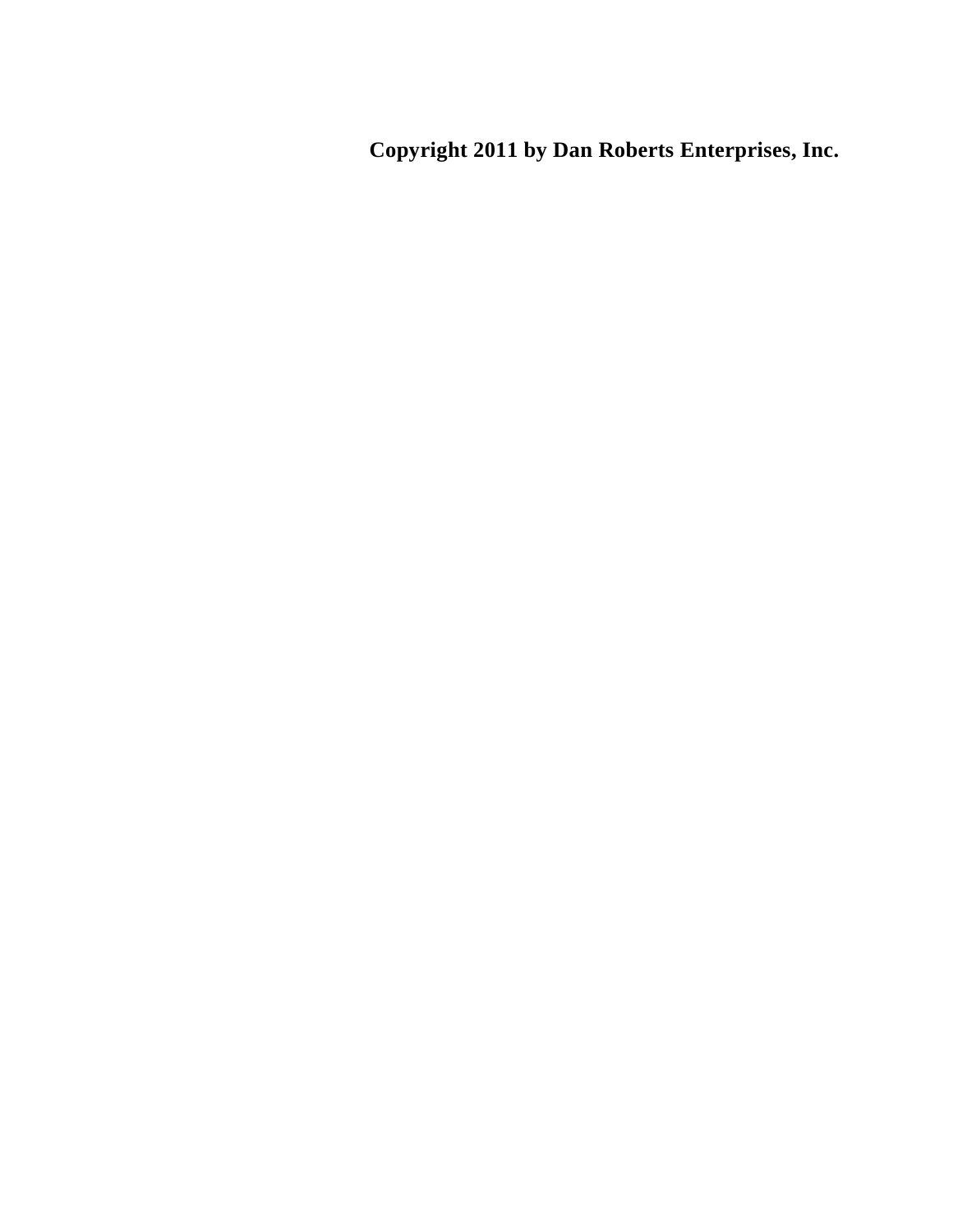**Copyright 2011 by Dan Roberts Enterprises, Inc.**